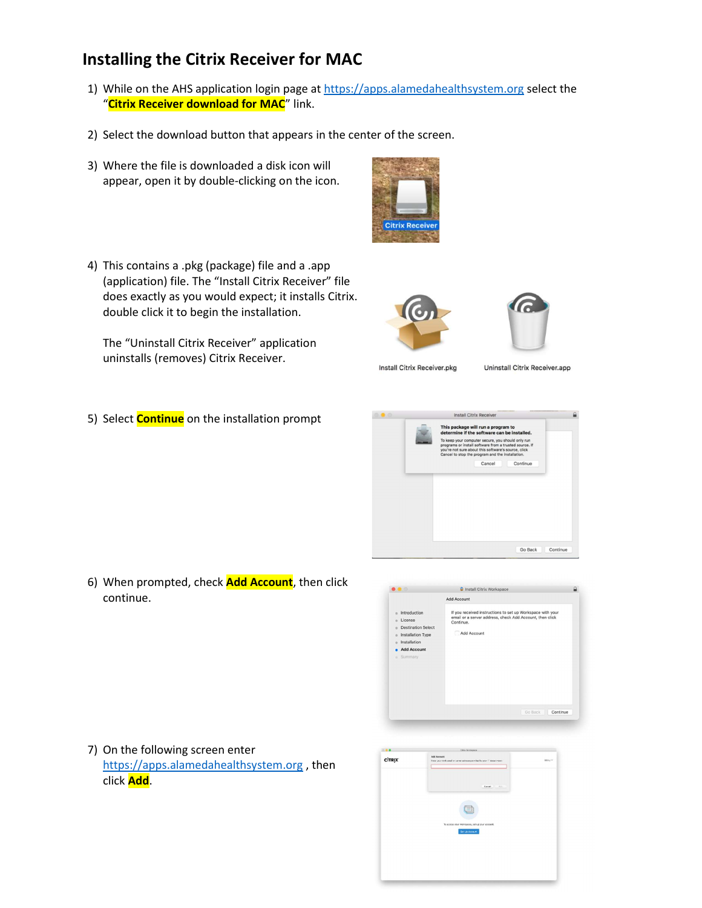# Installing the Citrix Receiver for MAC

1) While on the AHS application login page at https://apps.alamedahealthsystem.org select the "**Citrix Receiver download for MAC**" link.

2) Select the download button that appears in the center of the screen.

3) Where the file is downloaded a disk icon will appear, open it by double-clicking on the icon.

4) This contains a .pkg (package) file and a .app (application) file. The "Install Citrix Receiver" file does exactly as you would expect; it installs Citrix. double click it to begin the installation.

   The "Uninstall Citrix Receiver" application uninstalls (removes) Citrix Receiver.

5) Select **Continue** on the installation prompt

6) When prompted, check **Add Account**, then click continue.

7) On the following screen enter https://apps.alamedahealthsystem.org , then click **Add**.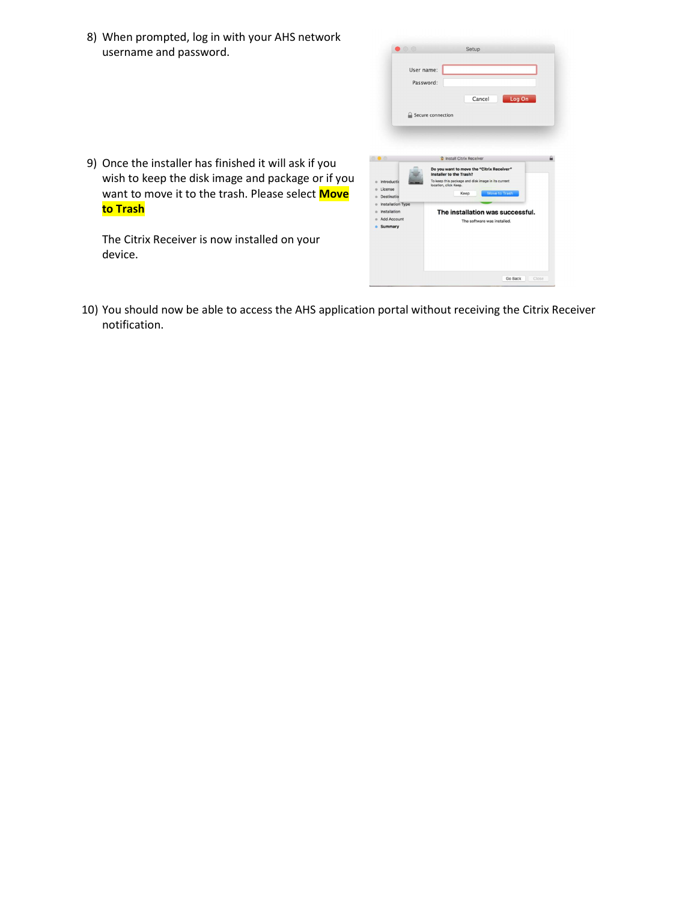8) When prompted, log in with your AHS network username and password.

9) Once the installer has finished it will ask if you wish to keep the disk image and package or if you want to move it to the trash. Please select **Move to Trash**

   The Citrix Receiver is now installed on your device.

10) You should now be able to access the AHS application portal without receiving the Citrix Receiver notification.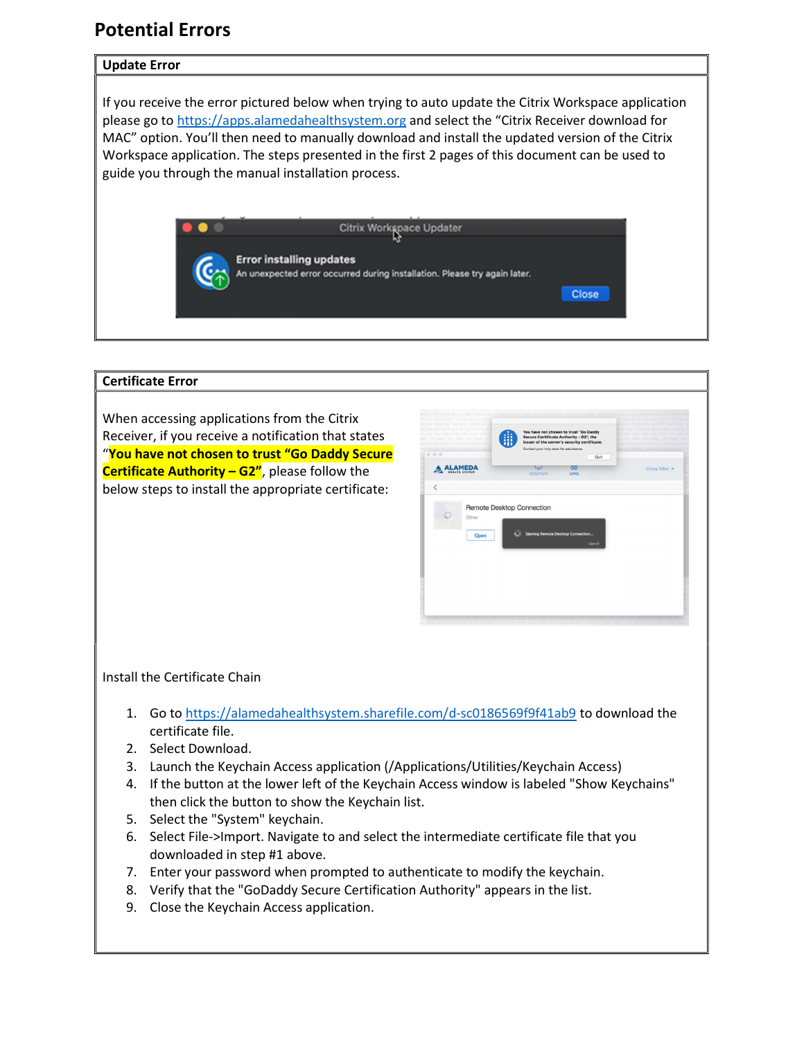# Potential Errors

## Update Error

If you receive the error pictured below when trying to auto update the Citrix Workspace application please go to https://apps.alamedahealthsystem.org and select the "Citrix Receiver download for MAC" option. You'll then need to manually download and install the updated version of the Citrix Workspace application. The steps presented in the first 2 pages of this document can be used to guide you through the manual installation process.

## Certificate Error

When accessing applications from the Citrix Receiver, if you receive a notification that states "**You have not chosen to trust "Go Daddy Secure Certificate Authority – G2"**, please follow the below steps to install the appropriate certificate:

Install the Certificate Chain

1. Go to https://alamedahealthsystem.sharefile.com/d-sc0186569f9f41ab9 to download the certificate file.
2. Select Download.
3. Launch the Keychain Access application (/Applications/Utilities/Keychain Access)
4. If the button at the lower left of the Keychain Access window is labeled "Show Keychains" then click the button to show the Keychain list.
5. Select the "System" keychain.
6. Select File->Import. Navigate to and select the intermediate certificate file that you downloaded in step #1 above.
7. Enter your password when prompted to authenticate to modify the keychain.
8. Verify that the "GoDaddy Secure Certification Authority" appears in the list.
9. Close the Keychain Access application.